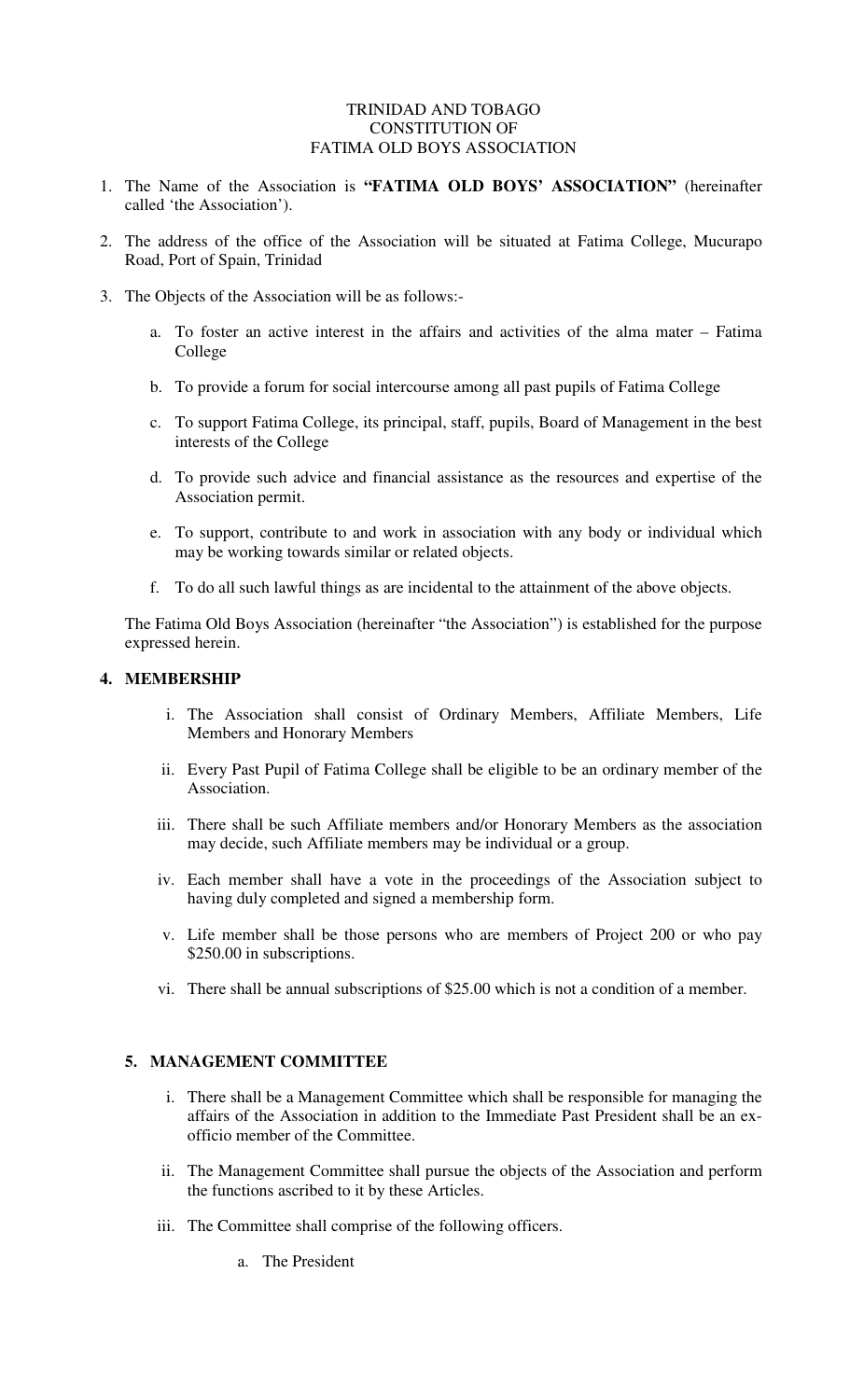TRINIDAD AND TOBAGO
CONSTITUTION OF
FATIMA OLD BOYS ASSOCIATION

1. The Name of the Association is **"FATIMA OLD BOYS' ASSOCIATION"** (hereinafter called 'the Association').

2. The address of the office of the Association will be situated at Fatima College, Mucurapo Road, Port of Spain, Trinidad

3. The Objects of the Association will be as follows:-

   a. To foster an active interest in the affairs and activities of the alma mater – Fatima College

   b. To provide a forum for social intercourse among all past pupils of Fatima College

   c. To support Fatima College, its principal, staff, pupils, Board of Management in the best interests of the College

   d. To provide such advice and financial assistance as the resources and expertise of the Association permit.

   e. To support, contribute to and work in association with any body or individual which may be working towards similar or related objects.

   f. To do all such lawful things as are incidental to the attainment of the above objects.

   The Fatima Old Boys Association (hereinafter "the Association") is established for the purpose expressed herein.

**4. MEMBERSHIP**

i. The Association shall consist of Ordinary Members, Affiliate Members, Life Members and Honorary Members

ii. Every Past Pupil of Fatima College shall be eligible to be an ordinary member of the Association.

iii. There shall be such Affiliate members and/or Honorary Members as the association may decide, such Affiliate members may be individual or a group.

iv. Each member shall have a vote in the proceedings of the Association subject to having duly completed and signed a membership form.

v. Life member shall be those persons who are members of Project 200 or who pay $250.00 in subscriptions.

vi. There shall be annual subscriptions of $25.00 which is not a condition of a member.

**5. MANAGEMENT COMMITTEE**

i. There shall be a Management Committee which shall be responsible for managing the affairs of the Association in addition to the Immediate Past President shall be an ex-officio member of the Committee.

ii. The Management Committee shall pursue the objects of the Association and perform the functions ascribed to it by these Articles.

iii. The Committee shall comprise of the following officers.

   a. The President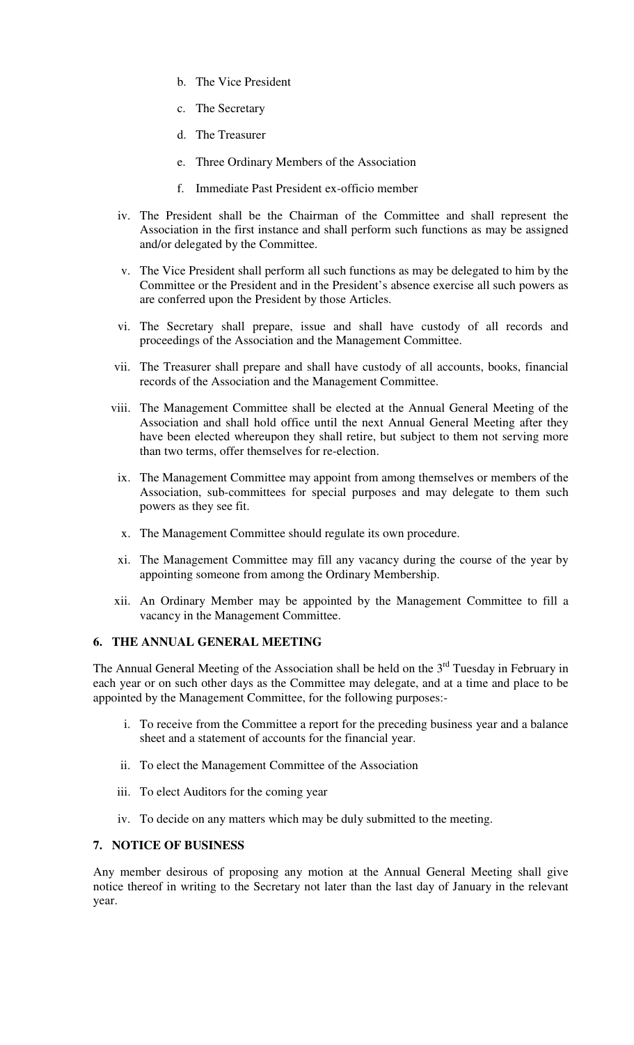b. The Vice President

c. The Secretary

d. The Treasurer

e. Three Ordinary Members of the Association

f. Immediate Past President ex-officio member

iv. The President shall be the Chairman of the Committee and shall represent the Association in the first instance and shall perform such functions as may be assigned and/or delegated by the Committee.

v. The Vice President shall perform all such functions as may be delegated to him by the Committee or the President and in the President's absence exercise all such powers as are conferred upon the President by those Articles.

vi. The Secretary shall prepare, issue and shall have custody of all records and proceedings of the Association and the Management Committee.

vii. The Treasurer shall prepare and shall have custody of all accounts, books, financial records of the Association and the Management Committee.

viii. The Management Committee shall be elected at the Annual General Meeting of the Association and shall hold office until the next Annual General Meeting after they have been elected whereupon they shall retire, but subject to them not serving more than two terms, offer themselves for re-election.

ix. The Management Committee may appoint from among themselves or members of the Association, sub-committees for special purposes and may delegate to them such powers as they see fit.

x. The Management Committee should regulate its own procedure.

xi. The Management Committee may fill any vacancy during the course of the year by appointing someone from among the Ordinary Membership.

xii. An Ordinary Member may be appointed by the Management Committee to fill a vacancy in the Management Committee.

## 6. THE ANNUAL GENERAL MEETING

The Annual General Meeting of the Association shall be held on the 3rd Tuesday in February in each year or on such other days as the Committee may delegate, and at a time and place to be appointed by the Management Committee, for the following purposes:-

i. To receive from the Committee a report for the preceding business year and a balance sheet and a statement of accounts for the financial year.

ii. To elect the Management Committee of the Association

iii. To elect Auditors for the coming year

iv. To decide on any matters which may be duly submitted to the meeting.

## 7. NOTICE OF BUSINESS

Any member desirous of proposing any motion at the Annual General Meeting shall give notice thereof in writing to the Secretary not later than the last day of January in the relevant year.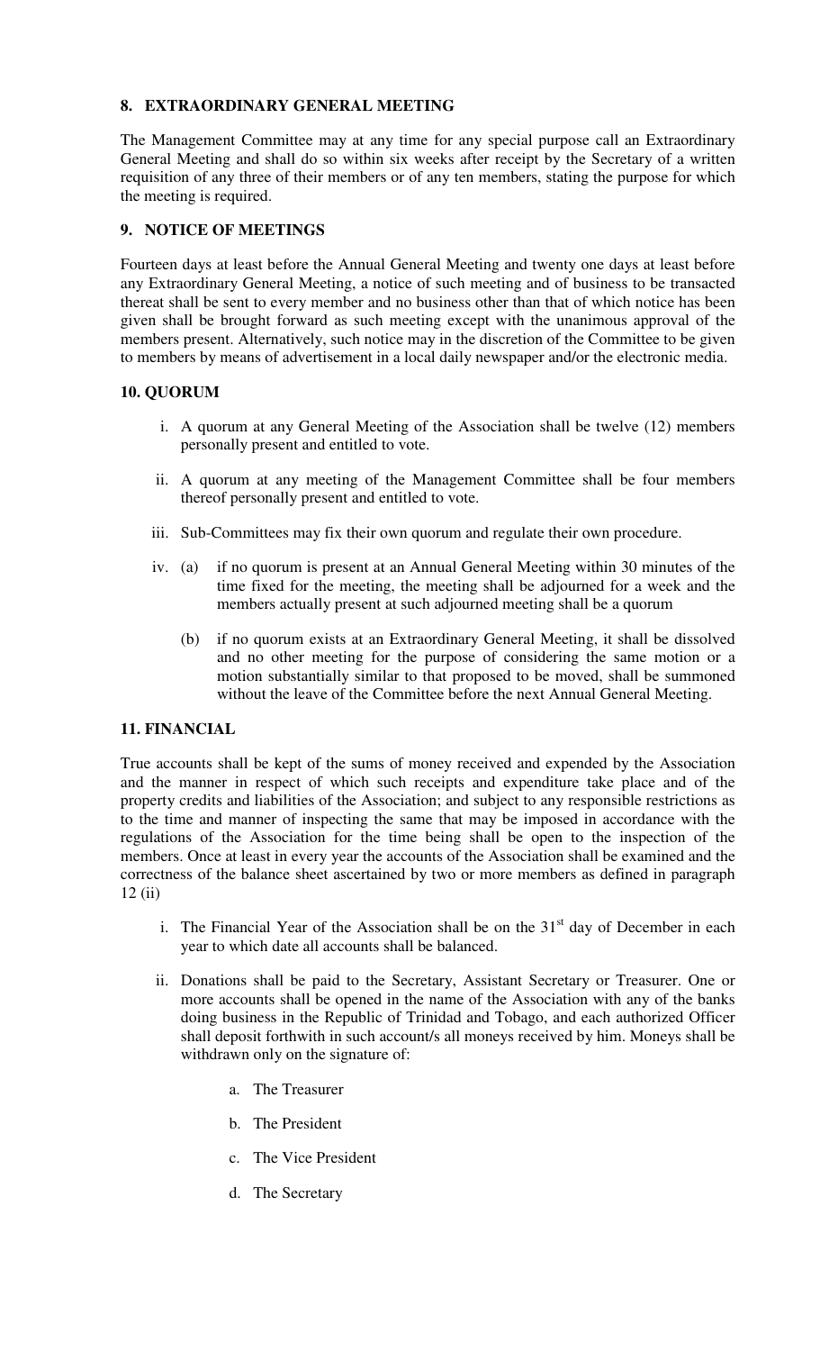## 8. EXTRAORDINARY GENERAL MEETING

The Management Committee may at any time for any special purpose call an Extraordinary General Meeting and shall do so within six weeks after receipt by the Secretary of a written requisition of any three of their members or of any ten members, stating the purpose for which the meeting is required.

## 9. NOTICE OF MEETINGS

Fourteen days at least before the Annual General Meeting and twenty one days at least before any Extraordinary General Meeting, a notice of such meeting and of business to be transacted thereat shall be sent to every member and no business other than that of which notice has been given shall be brought forward as such meeting except with the unanimous approval of the members present. Alternatively, such notice may in the discretion of the Committee to be given to members by means of advertisement in a local daily newspaper and/or the electronic media.

## 10. QUORUM

i. A quorum at any General Meeting of the Association shall be twelve (12) members personally present and entitled to vote.

ii. A quorum at any meeting of the Management Committee shall be four members thereof personally present and entitled to vote.

iii. Sub-Committees may fix their own quorum and regulate their own procedure.

iv. (a) if no quorum is present at an Annual General Meeting within 30 minutes of the time fixed for the meeting, the meeting shall be adjourned for a week and the members actually present at such adjourned meeting shall be a quorum

(b) if no quorum exists at an Extraordinary General Meeting, it shall be dissolved and no other meeting for the purpose of considering the same motion or a motion substantially similar to that proposed to be moved, shall be summoned without the leave of the Committee before the next Annual General Meeting.

## 11. FINANCIAL

True accounts shall be kept of the sums of money received and expended by the Association and the manner in respect of which such receipts and expenditure take place and of the property credits and liabilities of the Association; and subject to any responsible restrictions as to the time and manner of inspecting the same that may be imposed in accordance with the regulations of the Association for the time being shall be open to the inspection of the members. Once at least in every year the accounts of the Association shall be examined and the correctness of the balance sheet ascertained by two or more members as defined in paragraph 12 (ii)

i. The Financial Year of the Association shall be on the 31st day of December in each year to which date all accounts shall be balanced.

ii. Donations shall be paid to the Secretary, Assistant Secretary or Treasurer. One or more accounts shall be opened in the name of the Association with any of the banks doing business in the Republic of Trinidad and Tobago, and each authorized Officer shall deposit forthwith in such account/s all moneys received by him. Moneys shall be withdrawn only on the signature of:

   a. The Treasurer

   b. The President

   c. The Vice President

   d. The Secretary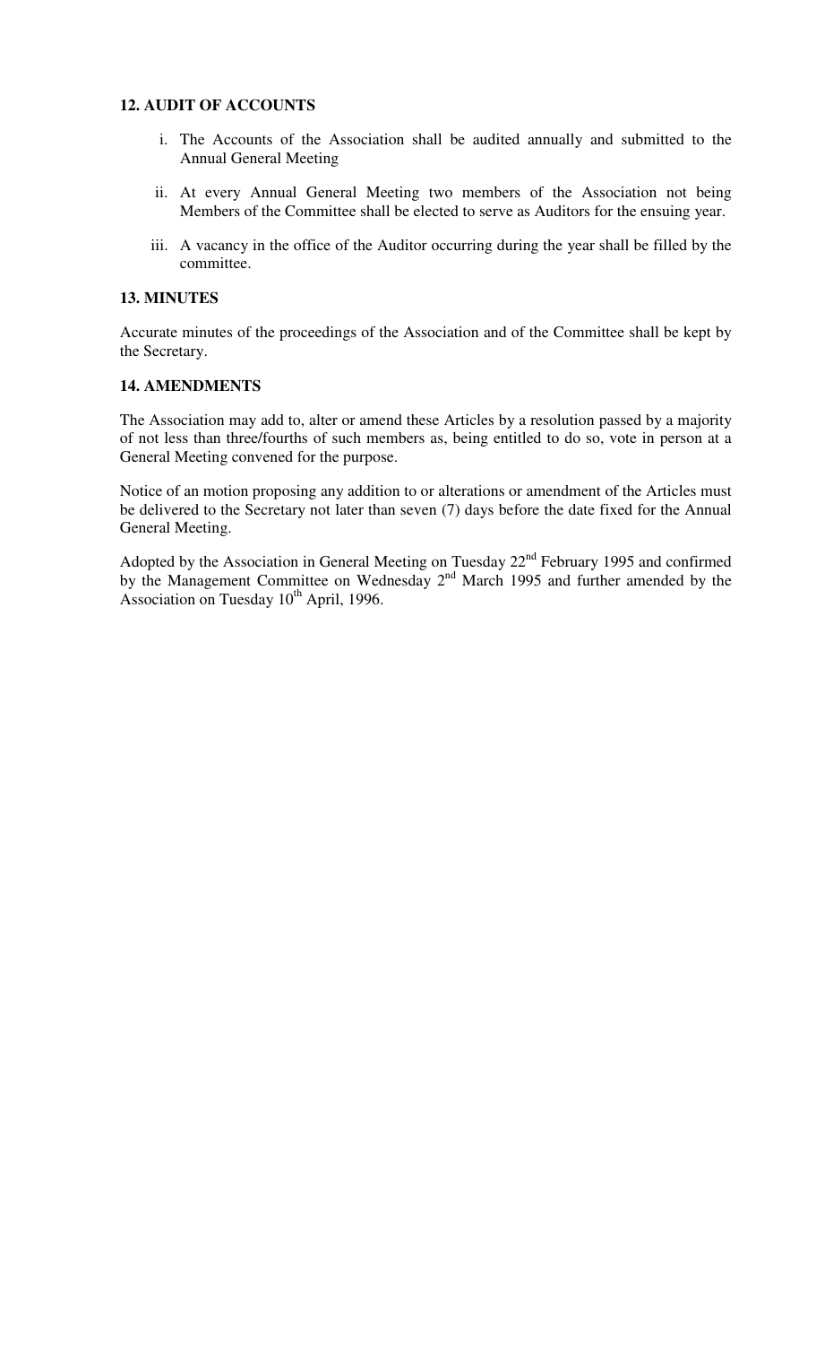**12. AUDIT OF ACCOUNTS**

i. The Accounts of the Association shall be audited annually and submitted to the Annual General Meeting

ii. At every Annual General Meeting two members of the Association not being Members of the Committee shall be elected to serve as Auditors for the ensuing year.

iii. A vacancy in the office of the Auditor occurring during the year shall be filled by the committee.

**13. MINUTES**

Accurate minutes of the proceedings of the Association and of the Committee shall be kept by the Secretary.

**14. AMENDMENTS**

The Association may add to, alter or amend these Articles by a resolution passed by a majority of not less than three/fourths of such members as, being entitled to do so, vote in person at a General Meeting convened for the purpose.

Notice of an motion proposing any addition to or alterations or amendment of the Articles must be delivered to the Secretary not later than seven (7) days before the date fixed for the Annual General Meeting.

Adopted by the Association in General Meeting on Tuesday 22nd February 1995 and confirmed by the Management Committee on Wednesday 2nd March 1995 and further amended by the Association on Tuesday 10th April, 1996.